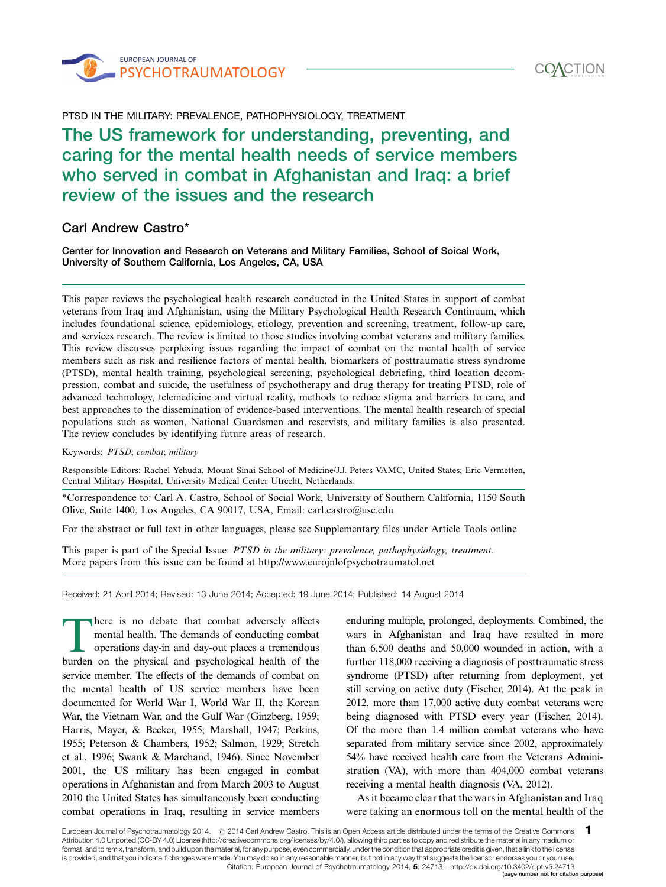PTSD IN THE MILITARY: PREVALENCE, PATHOPHYSIOLOGY, TREATMENT

# The US framework for understanding, preventing, and caring for the mental health needs of service members who served in combat in Afghanistan and Iraq: a brief review of the issues and the research

## Carl Andrew Castro*

**Center for Innovation and Research on Veterans and Military Families, School of Soical Work, University of Southern California, Los Angeles, CA, USA**

This paper reviews the psychological health research conducted in the United States in support of combat veterans from Iraq and Afghanistan, using the Military Psychological Health Research Continuum, which includes foundational science, epidemiology, etiology, prevention and screening, treatment, follow-up care, and services research. The review is limited to those studies involving combat veterans and military families. This review discusses perplexing issues regarding the impact of combat on the mental health of service members such as risk and resilience factors of mental health, biomarkers of posttraumatic stress syndrome (PTSD), mental health training, psychological screening, psychological debriefing, third location decompression, combat and suicide, the usefulness of psychotherapy and drug therapy for treating PTSD, role of advanced technology, telemedicine and virtual reality, methods to reduce stigma and barriers to care, and best approaches to the dissemination of evidence-based interventions. The mental health research of special populations such as women, National Guardsmen and reservists, and military families is also presented. The review concludes by identifying future areas of research.

Keywords: *PTSD*; *combat*; *military*

Responsible Editors: Rachel Yehuda, Mount Sinai School of Medicine/J.J. Peters VAMC, United States; Eric Vermetten, Central Military Hospital, University Medical Center Utrecht, Netherlands.

*Correspondence to: Carl A. Castro, School of Social Work, University of Southern California, 1150 South Olive, Suite 1400, Los Angeles, CA 90017, USA, Email: carl.castro@usc.edu

For the abstract or full text in other languages, please see Supplementary files under Article Tools online

This paper is part of the Special Issue: *PTSD in the military: prevalence, pathophysiology, treatment*. More papers from this issue can be found at http://www.eurojnlofpsychotraumatol.net

Received: 21 April 2014; Revised: 13 June 2014; Accepted: 19 June 2014; Published: 14 August 2014

There is no debate that combat adversely affects mental health. The demands of conducting combat operations day-in and day-out places a tremendous burden on the physical and psychological health of the service member. The effects of the demands of combat on the mental health of US service members have been documented for World War I, World War II, the Korean War, the Vietnam War, and the Gulf War (Ginzberg, 1959; Harris, Mayer, & Becker, 1955; Marshall, 1947; Perkins, 1955; Peterson & Chambers, 1952; Salmon, 1929; Stretch et al., 1996; Swank & Marchand, 1946). Since November 2001, the US military has been engaged in combat operations in Afghanistan and from March 2003 to August 2010 the United States has simultaneously been conducting combat operations in Iraq, resulting in service members enduring multiple, prolonged, deployments. Combined, the wars in Afghanistan and Iraq have resulted in more than 6,500 deaths and 50,000 wounded in action, with a further 118,000 receiving a diagnosis of posttraumatic stress syndrome (PTSD) after returning from deployment, yet still serving on active duty (Fischer, 2014). At the peak in 2012, more than 17,000 active duty combat veterans were being diagnosed with PTSD every year (Fischer, 2014). Of the more than 1.4 million combat veterans who have separated from military service since 2002, approximately 54% have received health care from the Veterans Administration (VA), with more than 404,000 combat veterans receiving a mental health diagnosis (VA, 2012).

As it became clear that the wars in Afghanistan and Iraq were taking an enormous toll on the mental health of the

European Journal of Psychotraumatology 2014. © 2014 Carl Andrew Castro. This is an Open Access article distributed under the terms of the Creative Commons Attribution 4.0 Unported (CC-BY 4.0) License (http://creativecommons.org/licenses/by/4.0/), allowing third parties to copy and redistribute the material in any medium or format, and to remix, transform, and build upon the material, for any purpose, even commercially, under the condition that appropriate credit is given, that a link to the license is provided, and that you indicate if changes were made. You may do so in any reasonable manner, but not in any way that suggests the licensor endorses you or your use.
Citation: European Journal of Psychotraumatology 2014, 5: 24713 - http://dx.doi.org/10.3402/ejpt.v5.24713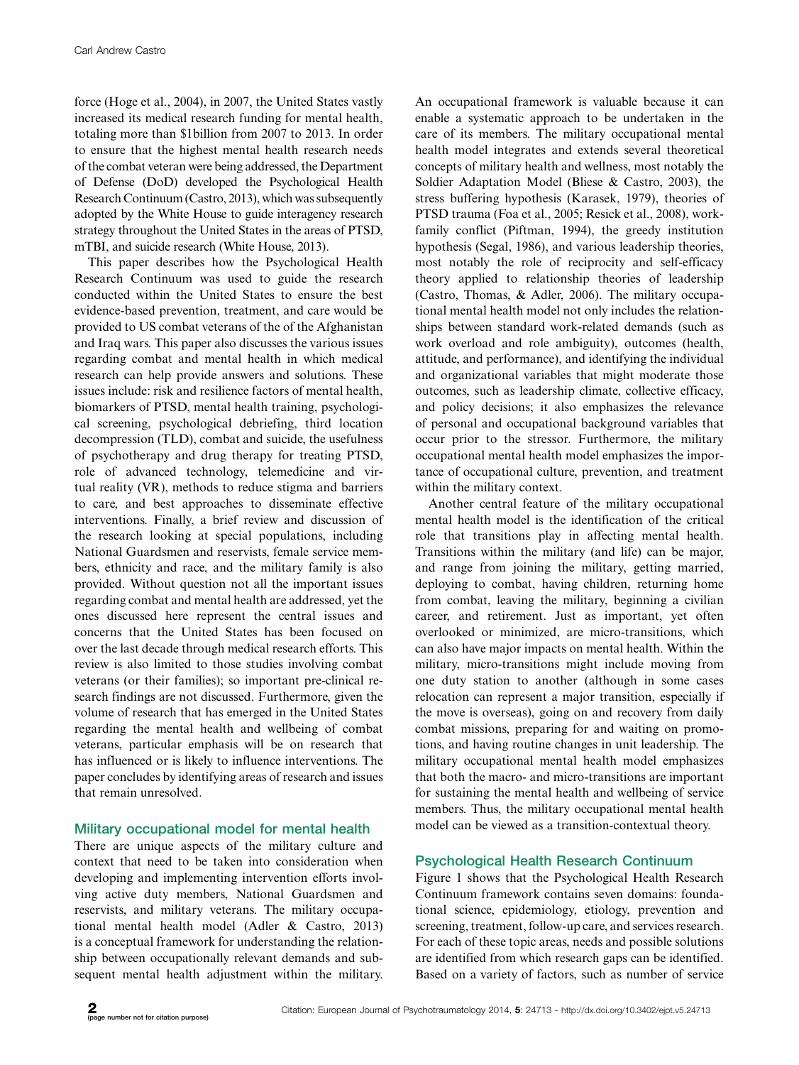force (Hoge et al., 2004), in 2007, the United States vastly increased its medical research funding for mental health, totaling more than $1billion from 2007 to 2013. In order to ensure that the highest mental health research needs of the combat veteran were being addressed, the Department of Defense (DoD) developed the Psychological Health Research Continuum (Castro, 2013), which was subsequently adopted by the White House to guide interagency research strategy throughout the United States in the areas of PTSD, mTBI, and suicide research (White House, 2013).

This paper describes how the Psychological Health Research Continuum was used to guide the research conducted within the United States to ensure the best evidence-based prevention, treatment, and care would be provided to US combat veterans of the of the Afghanistan and Iraq wars. This paper also discusses the various issues regarding combat and mental health in which medical research can help provide answers and solutions. These issues include: risk and resilience factors of mental health, biomarkers of PTSD, mental health training, psychological screening, psychological debriefing, third location decompression (TLD), combat and suicide, the usefulness of psychotherapy and drug therapy for treating PTSD, role of advanced technology, telemedicine and virtual reality (VR), methods to reduce stigma and barriers to care, and best approaches to disseminate effective interventions. Finally, a brief review and discussion of the research looking at special populations, including National Guardsmen and reservists, female service members, ethnicity and race, and the military family is also provided. Without question not all the important issues regarding combat and mental health are addressed, yet the ones discussed here represent the central issues and concerns that the United States has been focused on over the last decade through medical research efforts. This review is also limited to those studies involving combat veterans (or their families); so important pre-clinical research findings are not discussed. Furthermore, given the volume of research that has emerged in the United States regarding the mental health and wellbeing of combat veterans, particular emphasis will be on research that has influenced or is likely to influence interventions. The paper concludes by identifying areas of research and issues that remain unresolved.

## Military occupational model for mental health

There are unique aspects of the military culture and context that need to be taken into consideration when developing and implementing intervention efforts involving active duty members, National Guardsmen and reservists, and military veterans. The military occupational mental health model (Adler & Castro, 2013) is a conceptual framework for understanding the relationship between occupationally relevant demands and subsequent mental health adjustment within the military. An occupational framework is valuable because it can enable a systematic approach to be undertaken in the care of its members. The military occupational mental health model integrates and extends several theoretical concepts of military health and wellness, most notably the Soldier Adaptation Model (Bliese & Castro, 2003), the stress buffering hypothesis (Karasek, 1979), theories of PTSD trauma (Foa et al., 2005; Resick et al., 2008), work-family conflict (Piftman, 1994), the greedy institution hypothesis (Segal, 1986), and various leadership theories, most notably the role of reciprocity and self-efficacy theory applied to relationship theories of leadership (Castro, Thomas, & Adler, 2006). The military occupational mental health model not only includes the relationships between standard work-related demands (such as work overload and role ambiguity), outcomes (health, attitude, and performance), and identifying the individual and organizational variables that might moderate those outcomes, such as leadership climate, collective efficacy, and policy decisions; it also emphasizes the relevance of personal and occupational background variables that occur prior to the stressor. Furthermore, the military occupational mental health model emphasizes the importance of occupational culture, prevention, and treatment within the military context.

Another central feature of the military occupational mental health model is the identification of the critical role that transitions play in affecting mental health. Transitions within the military (and life) can be major, and range from joining the military, getting married, deploying to combat, having children, returning home from combat, leaving the military, beginning a civilian career, and retirement. Just as important, yet often overlooked or minimized, are micro-transitions, which can also have major impacts on mental health. Within the military, micro-transitions might include moving from one duty station to another (although in some cases relocation can represent a major transition, especially if the move is overseas), going on and recovery from daily combat missions, preparing for and waiting on promotions, and having routine changes in unit leadership. The military occupational mental health model emphasizes that both the macro- and micro-transitions are important for sustaining the mental health and wellbeing of service members. Thus, the military occupational mental health model can be viewed as a transition-contextual theory.

## Psychological Health Research Continuum

Figure 1 shows that the Psychological Health Research Continuum framework contains seven domains: foundational science, epidemiology, etiology, prevention and screening, treatment, follow-up care, and services research. For each of these topic areas, needs and possible solutions are identified from which research gaps can be identified. Based on a variety of factors, such as number of service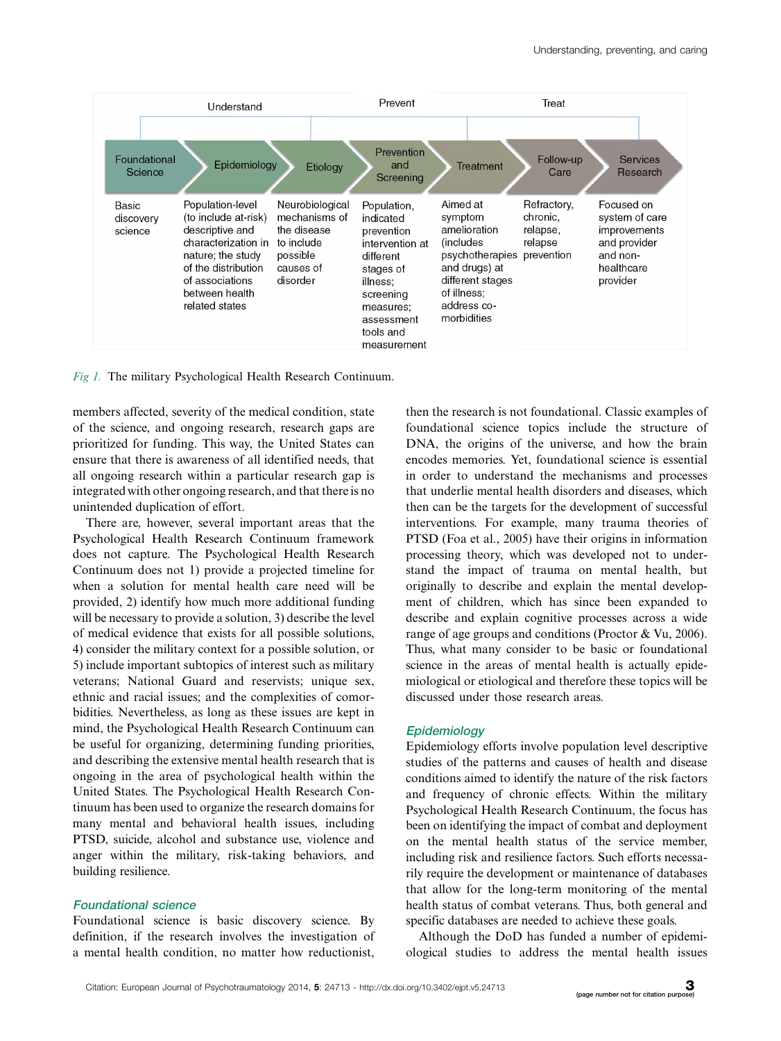| Understand | | | Prevent | Treat | | |
|---|---|---|---|---|---|---|
| Foundational Science | Epidemiology | Etiology | Prevention and Screening | Treatment | Follow-up Care | Services Research |
| Basic discovery science | Population-level (to include at-risk) descriptive and characterization in nature; the study of the distribution of associations between health related states | Neurobiological mechanisms of the disease to include possible causes of disorder | Population, indicated prevention intervention at different stages of illness; screening measures; assessment tools and measurement | Aimed at symptom amelioration (includes psychotherapies and drugs) at different stages of illness; address co-morbidities | Refractory, chronic, relapse, relapse prevention | Focused on system of care improvements and provider and non-healthcare provider |

*Fig 1.* The military Psychological Health Research Continuum.

members affected, severity of the medical condition, state of the science, and ongoing research, research gaps are prioritized for funding. This way, the United States can ensure that there is awareness of all identified needs, that all ongoing research within a particular research gap is integrated with other ongoing research, and that there is no unintended duplication of effort.

There are, however, several important areas that the Psychological Health Research Continuum framework does not capture. The Psychological Health Research Continuum does not 1) provide a projected timeline for when a solution for mental health care need will be provided, 2) identify how much more additional funding will be necessary to provide a solution, 3) describe the level of medical evidence that exists for all possible solutions, 4) consider the military context for a possible solution, or 5) include important subtopics of interest such as military veterans; National Guard and reservists; unique sex, ethnic and racial issues; and the complexities of comorbidities. Nevertheless, as long as these issues are kept in mind, the Psychological Health Research Continuum can be useful for organizing, determining funding priorities, and describing the extensive mental health research that is ongoing in the area of psychological health within the United States. The Psychological Health Research Continuum has been used to organize the research domains for many mental and behavioral health issues, including PTSD, suicide, alcohol and substance use, violence and anger within the military, risk-taking behaviors, and building resilience.

## Foundational science

Foundational science is basic discovery science. By definition, if the research involves the investigation of a mental health condition, no matter how reductionist, then the research is not foundational. Classic examples of foundational science topics include the structure of DNA, the origins of the universe, and how the brain encodes memories. Yet, foundational science is essential in order to understand the mechanisms and processes that underlie mental health disorders and diseases, which then can be the targets for the development of successful interventions. For example, many trauma theories of PTSD (Foa et al., 2005) have their origins in information processing theory, which was developed not to understand the impact of trauma on mental health, but originally to describe and explain the mental development of children, which has since been expanded to describe and explain cognitive processes across a wide range of age groups and conditions (Proctor & Vu, 2006). Thus, what many consider to be basic or foundational science in the areas of mental health is actually epidemiological or etiological and therefore these topics will be discussed under those research areas.

## Epidemiology

Epidemiology efforts involve population level descriptive studies of the patterns and causes of health and disease conditions aimed to identify the nature of the risk factors and frequency of chronic effects. Within the military Psychological Health Research Continuum, the focus has been on identifying the impact of combat and deployment on the mental health status of the service member, including risk and resilience factors. Such efforts necessarily require the development or maintenance of databases that allow for the long-term monitoring of the mental health status of combat veterans. Thus, both general and specific databases are needed to achieve these goals.

Although the DoD has funded a number of epidemiological studies to address the mental health issues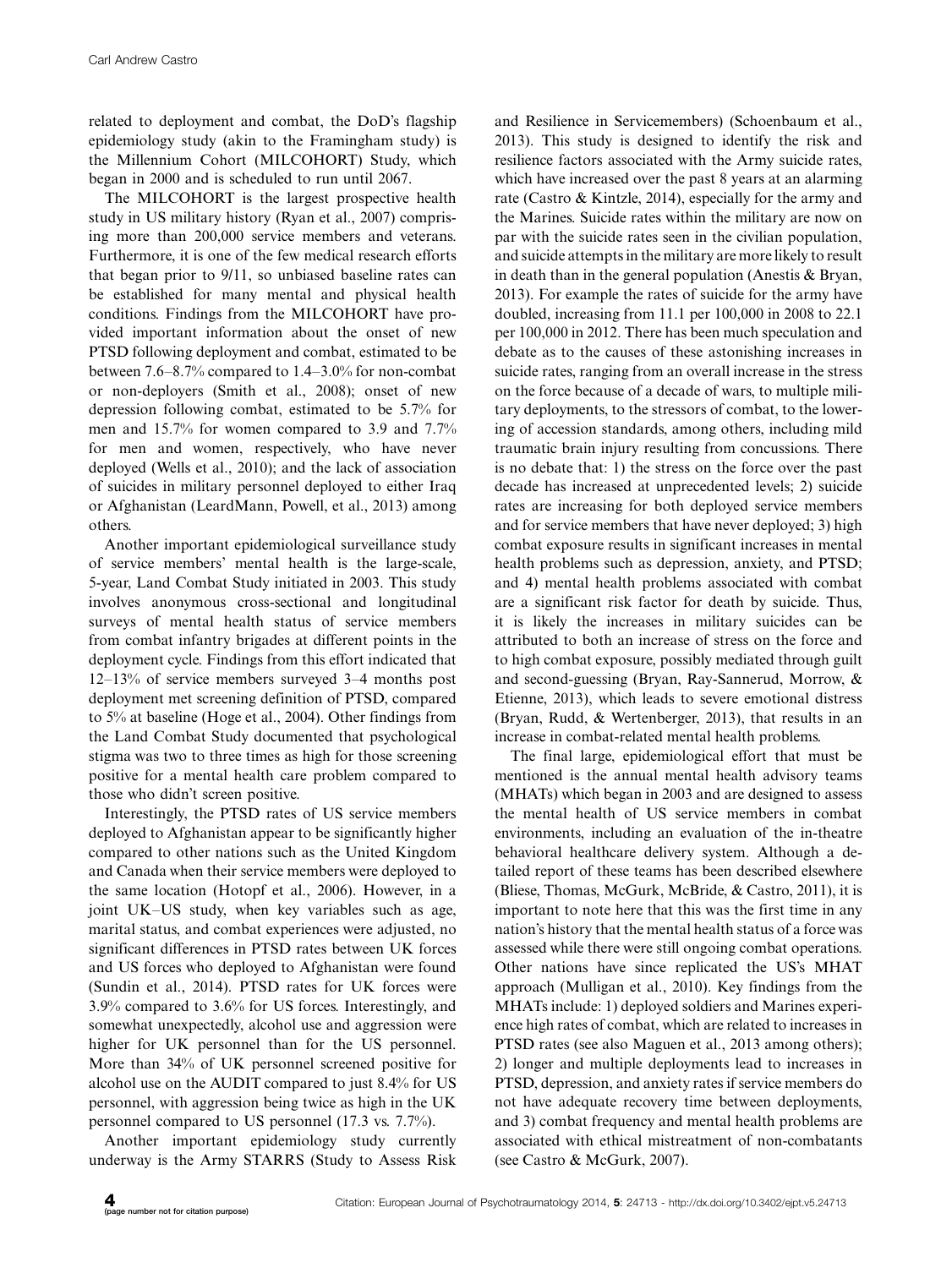related to deployment and combat, the DoD's flagship epidemiology study (akin to the Framingham study) is the Millennium Cohort (MILCOHORT) Study, which began in 2000 and is scheduled to run until 2067.

The MILCOHORT is the largest prospective health study in US military history (Ryan et al., 2007) comprising more than 200,000 service members and veterans. Furthermore, it is one of the few medical research efforts that began prior to 9/11, so unbiased baseline rates can be established for many mental and physical health conditions. Findings from the MILCOHORT have provided important information about the onset of new PTSD following deployment and combat, estimated to be between 7.6–8.7% compared to 1.4–3.0% for non-combat or non-deployers (Smith et al., 2008); onset of new depression following combat, estimated to be 5.7% for men and 15.7% for women compared to 3.9 and 7.7% for men and women, respectively, who have never deployed (Wells et al., 2010); and the lack of association of suicides in military personnel deployed to either Iraq or Afghanistan (LeardMann, Powell, et al., 2013) among others.

Another important epidemiological surveillance study of service members' mental health is the large-scale, 5-year, Land Combat Study initiated in 2003. This study involves anonymous cross-sectional and longitudinal surveys of mental health status of service members from combat infantry brigades at different points in the deployment cycle. Findings from this effort indicated that 12–13% of service members surveyed 3–4 months post deployment met screening definition of PTSD, compared to 5% at baseline (Hoge et al., 2004). Other findings from the Land Combat Study documented that psychological stigma was two to three times as high for those screening positive for a mental health care problem compared to those who didn't screen positive.

Interestingly, the PTSD rates of US service members deployed to Afghanistan appear to be significantly higher compared to other nations such as the United Kingdom and Canada when their service members were deployed to the same location (Hotopf et al., 2006). However, in a joint UK–US study, when key variables such as age, marital status, and combat experiences were adjusted, no significant differences in PTSD rates between UK forces and US forces who deployed to Afghanistan were found (Sundin et al., 2014). PTSD rates for UK forces were 3.9% compared to 3.6% for US forces. Interestingly, and somewhat unexpectedly, alcohol use and aggression were higher for UK personnel than for the US personnel. More than 34% of UK personnel screened positive for alcohol use on the AUDIT compared to just 8.4% for US personnel, with aggression being twice as high in the UK personnel compared to US personnel (17.3 vs. 7.7%).

Another important epidemiology study currently underway is the Army STARRS (Study to Assess Risk and Resilience in Servicemembers) (Schoenbaum et al., 2013). This study is designed to identify the risk and resilience factors associated with the Army suicide rates, which have increased over the past 8 years at an alarming rate (Castro & Kintzle, 2014), especially for the army and the Marines. Suicide rates within the military are now on par with the suicide rates seen in the civilian population, and suicide attempts in the military are more likely to result in death than in the general population (Anestis & Bryan, 2013). For example the rates of suicide for the army have doubled, increasing from 11.1 per 100,000 in 2008 to 22.1 per 100,000 in 2012. There has been much speculation and debate as to the causes of these astonishing increases in suicide rates, ranging from an overall increase in the stress on the force because of a decade of wars, to multiple military deployments, to the stressors of combat, to the lowering of accession standards, among others, including mild traumatic brain injury resulting from concussions. There is no debate that: 1) the stress on the force over the past decade has increased at unprecedented levels; 2) suicide rates are increasing for both deployed service members and for service members that have never deployed; 3) high combat exposure results in significant increases in mental health problems such as depression, anxiety, and PTSD; and 4) mental health problems associated with combat are a significant risk factor for death by suicide. Thus, it is likely the increases in military suicides can be attributed to both an increase of stress on the force and to high combat exposure, possibly mediated through guilt and second-guessing (Bryan, Ray-Sannerud, Morrow, & Etienne, 2013), which leads to severe emotional distress (Bryan, Rudd, & Wertenberger, 2013), that results in an increase in combat-related mental health problems.

The final large, epidemiological effort that must be mentioned is the annual mental health advisory teams (MHATs) which began in 2003 and are designed to assess the mental health of US service members in combat environments, including an evaluation of the in-theatre behavioral healthcare delivery system. Although a detailed report of these teams has been described elsewhere (Bliese, Thomas, McGurk, McBride, & Castro, 2011), it is important to note here that this was the first time in any nation's history that the mental health status of a force was assessed while there were still ongoing combat operations. Other nations have since replicated the US's MHAT approach (Mulligan et al., 2010). Key findings from the MHATs include: 1) deployed soldiers and Marines experience high rates of combat, which are related to increases in PTSD rates (see also Maguen et al., 2013 among others); 2) longer and multiple deployments lead to increases in PTSD, depression, and anxiety rates if service members do not have adequate recovery time between deployments, and 3) combat frequency and mental health problems are associated with ethical mistreatment of non-combatants (see Castro & McGurk, 2007).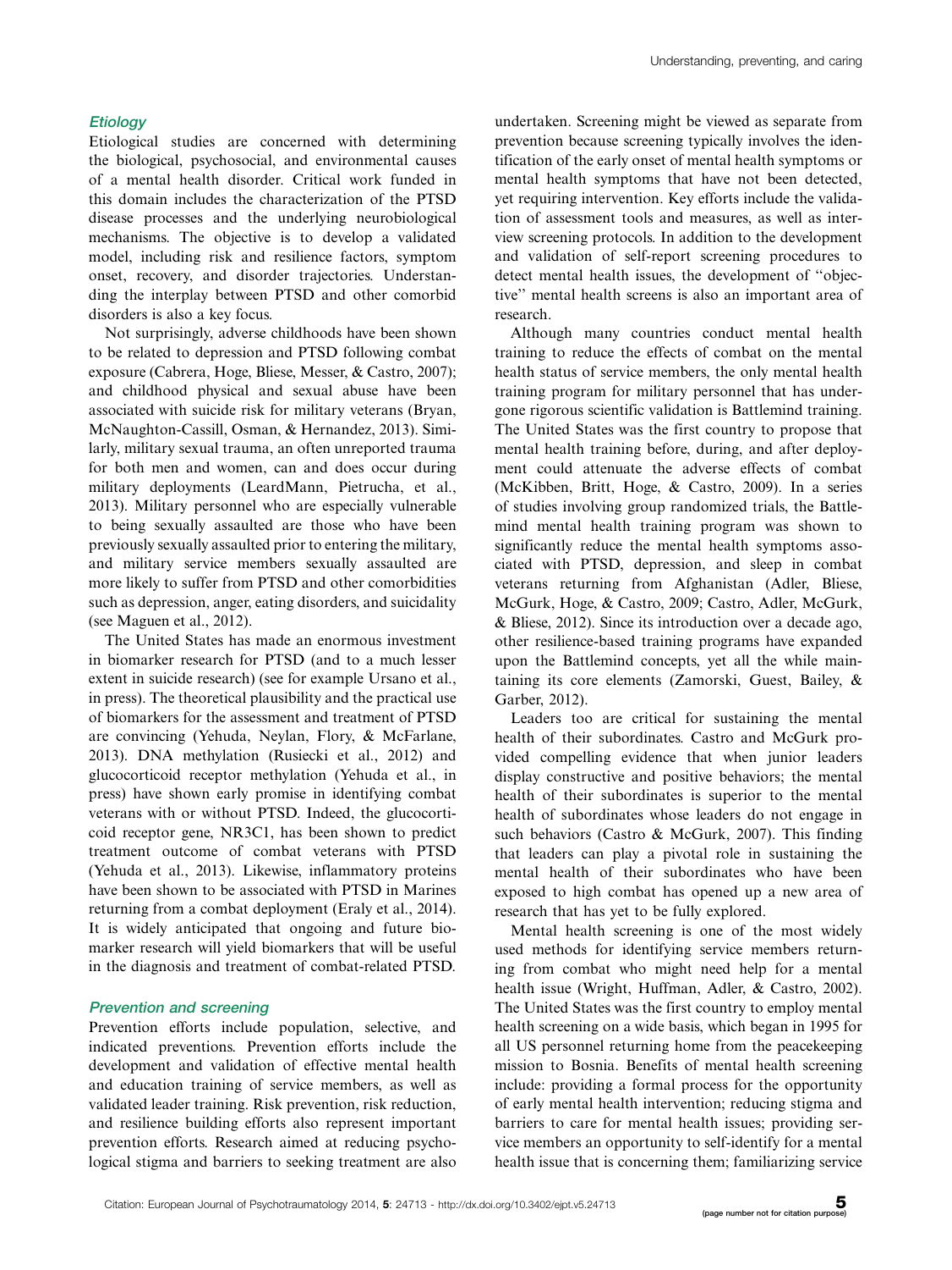### *Etiology*

Etiological studies are concerned with determining the biological, psychosocial, and environmental causes of a mental health disorder. Critical work funded in this domain includes the characterization of the PTSD disease processes and the underlying neurobiological mechanisms. The objective is to develop a validated model, including risk and resilience factors, symptom onset, recovery, and disorder trajectories. Understanding the interplay between PTSD and other comorbid disorders is also a key focus.

Not surprisingly, adverse childhoods have been shown to be related to depression and PTSD following combat exposure (Cabrera, Hoge, Bliese, Messer, & Castro, 2007); and childhood physical and sexual abuse have been associated with suicide risk for military veterans (Bryan, McNaughton-Cassill, Osman, & Hernandez, 2013). Similarly, military sexual trauma, an often unreported trauma for both men and women, can and does occur during military deployments (LeardMann, Pietrucha, et al., 2013). Military personnel who are especially vulnerable to being sexually assaulted are those who have been previously sexually assaulted prior to entering the military, and military service members sexually assaulted are more likely to suffer from PTSD and other comorbidities such as depression, anger, eating disorders, and suicidality (see Maguen et al., 2012).

The United States has made an enormous investment in biomarker research for PTSD (and to a much lesser extent in suicide research) (see for example Ursano et al., in press). The theoretical plausibility and the practical use of biomarkers for the assessment and treatment of PTSD are convincing (Yehuda, Neylan, Flory, & McFarlane, 2013). DNA methylation (Rusiecki et al., 2012) and glucocorticoid receptor methylation (Yehuda et al., in press) have shown early promise in identifying combat veterans with or without PTSD. Indeed, the glucocorticoid receptor gene, NR3C1, has been shown to predict treatment outcome of combat veterans with PTSD (Yehuda et al., 2013). Likewise, inflammatory proteins have been shown to be associated with PTSD in Marines returning from a combat deployment (Eraly et al., 2014). It is widely anticipated that ongoing and future biomarker research will yield biomarkers that will be useful in the diagnosis and treatment of combat-related PTSD.

### *Prevention and screening*

Prevention efforts include population, selective, and indicated preventions. Prevention efforts include the development and validation of effective mental health and education training of service members, as well as validated leader training. Risk prevention, risk reduction, and resilience building efforts also represent important prevention efforts. Research aimed at reducing psychological stigma and barriers to seeking treatment are also undertaken. Screening might be viewed as separate from prevention because screening typically involves the identification of the early onset of mental health symptoms or mental health symptoms that have not been detected, yet requiring intervention. Key efforts include the validation of assessment tools and measures, as well as interview screening protocols. In addition to the development and validation of self-report screening procedures to detect mental health issues, the development of "objective" mental health screens is also an important area of research.

Although many countries conduct mental health training to reduce the effects of combat on the mental health status of service members, the only mental health training program for military personnel that has undergone rigorous scientific validation is Battlemind training. The United States was the first country to propose that mental health training before, during, and after deployment could attenuate the adverse effects of combat (McKibben, Britt, Hoge, & Castro, 2009). In a series of studies involving group randomized trials, the Battlemind mental health training program was shown to significantly reduce the mental health symptoms associated with PTSD, depression, and sleep in combat veterans returning from Afghanistan (Adler, Bliese, McGurk, Hoge, & Castro, 2009; Castro, Adler, McGurk, & Bliese, 2012). Since its introduction over a decade ago, other resilience-based training programs have expanded upon the Battlemind concepts, yet all the while maintaining its core elements (Zamorski, Guest, Bailey, & Garber, 2012).

Leaders too are critical for sustaining the mental health of their subordinates. Castro and McGurk provided compelling evidence that when junior leaders display constructive and positive behaviors; the mental health of their subordinates is superior to the mental health of subordinates whose leaders do not engage in such behaviors (Castro & McGurk, 2007). This finding that leaders can play a pivotal role in sustaining the mental health of their subordinates who have been exposed to high combat has opened up a new area of research that has yet to be fully explored.

Mental health screening is one of the most widely used methods for identifying service members returning from combat who might need help for a mental health issue (Wright, Huffman, Adler, & Castro, 2002). The United States was the first country to employ mental health screening on a wide basis, which began in 1995 for all US personnel returning home from the peacekeeping mission to Bosnia. Benefits of mental health screening include: providing a formal process for the opportunity of early mental health intervention; reducing stigma and barriers to care for mental health issues; providing service members an opportunity to self-identify for a mental health issue that is concerning them; familiarizing service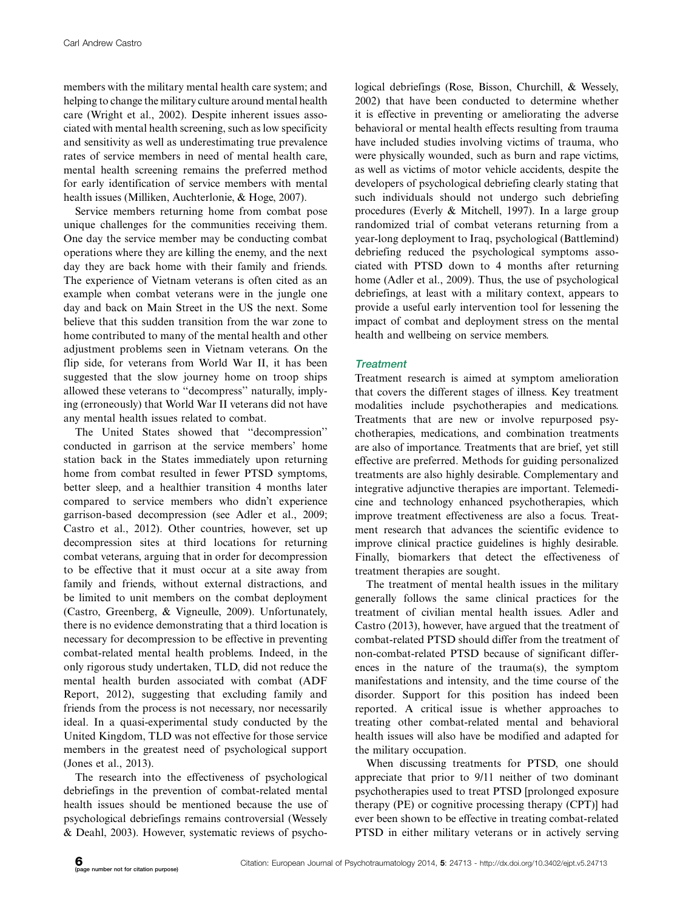members with the military mental health care system; and helping to change the military culture around mental health care (Wright et al., 2002). Despite inherent issues associated with mental health screening, such as low specificity and sensitivity as well as underestimating true prevalence rates of service members in need of mental health care, mental health screening remains the preferred method for early identification of service members with mental health issues (Milliken, Auchterlonie, & Hoge, 2007).

Service members returning home from combat pose unique challenges for the communities receiving them. One day the service member may be conducting combat operations where they are killing the enemy, and the next day they are back home with their family and friends. The experience of Vietnam veterans is often cited as an example when combat veterans were in the jungle one day and back on Main Street in the US the next. Some believe that this sudden transition from the war zone to home contributed to many of the mental health and other adjustment problems seen in Vietnam veterans. On the flip side, for veterans from World War II, it has been suggested that the slow journey home on troop ships allowed these veterans to ''decompress'' naturally, implying (erroneously) that World War II veterans did not have any mental health issues related to combat.

The United States showed that ''decompression'' conducted in garrison at the service members' home station back in the States immediately upon returning home from combat resulted in fewer PTSD symptoms, better sleep, and a healthier transition 4 months later compared to service members who didn't experience garrison-based decompression (see Adler et al., 2009; Castro et al., 2012). Other countries, however, set up decompression sites at third locations for returning combat veterans, arguing that in order for decompression to be effective that it must occur at a site away from family and friends, without external distractions, and be limited to unit members on the combat deployment (Castro, Greenberg, & Vigneulle, 2009). Unfortunately, there is no evidence demonstrating that a third location is necessary for decompression to be effective in preventing combat-related mental health problems. Indeed, in the only rigorous study undertaken, TLD, did not reduce the mental health burden associated with combat (ADF Report, 2012), suggesting that excluding family and friends from the process is not necessary, nor necessarily ideal. In a quasi-experimental study conducted by the United Kingdom, TLD was not effective for those service members in the greatest need of psychological support (Jones et al., 2013).

The research into the effectiveness of psychological debriefings in the prevention of combat-related mental health issues should be mentioned because the use of psychological debriefings remains controversial (Wessely & Deahl, 2003). However, systematic reviews of psychological debriefings (Rose, Bisson, Churchill, & Wessely, 2002) that have been conducted to determine whether it is effective in preventing or ameliorating the adverse behavioral or mental health effects resulting from trauma have included studies involving victims of trauma, who were physically wounded, such as burn and rape victims, as well as victims of motor vehicle accidents, despite the developers of psychological debriefing clearly stating that such individuals should not undergo such debriefing procedures (Everly & Mitchell, 1997). In a large group randomized trial of combat veterans returning from a year-long deployment to Iraq, psychological (Battlemind) debriefing reduced the psychological symptoms associated with PTSD down to 4 months after returning home (Adler et al., 2009). Thus, the use of psychological debriefings, at least with a military context, appears to provide a useful early intervention tool for lessening the impact of combat and deployment stress on the mental health and wellbeing on service members.

### *Treatment*

Treatment research is aimed at symptom amelioration that covers the different stages of illness. Key treatment modalities include psychotherapies and medications. Treatments that are new or involve repurposed psychotherapies, medications, and combination treatments are also of importance. Treatments that are brief, yet still effective are preferred. Methods for guiding personalized treatments are also highly desirable. Complementary and integrative adjunctive therapies are important. Telemedicine and technology enhanced psychotherapies, which improve treatment effectiveness are also a focus. Treatment research that advances the scientific evidence to improve clinical practice guidelines is highly desirable. Finally, biomarkers that detect the effectiveness of treatment therapies are sought.

The treatment of mental health issues in the military generally follows the same clinical practices for the treatment of civilian mental health issues. Adler and Castro (2013), however, have argued that the treatment of combat-related PTSD should differ from the treatment of non-combat-related PTSD because of significant differences in the nature of the trauma(s), the symptom manifestations and intensity, and the time course of the disorder. Support for this position has indeed been reported. A critical issue is whether approaches to treating other combat-related mental and behavioral health issues will also have be modified and adapted for the military occupation.

When discussing treatments for PTSD, one should appreciate that prior to 9/11 neither of two dominant psychotherapies used to treat PTSD [prolonged exposure therapy (PE) or cognitive processing therapy (CPT)] had ever been shown to be effective in treating combat-related PTSD in either military veterans or in actively serving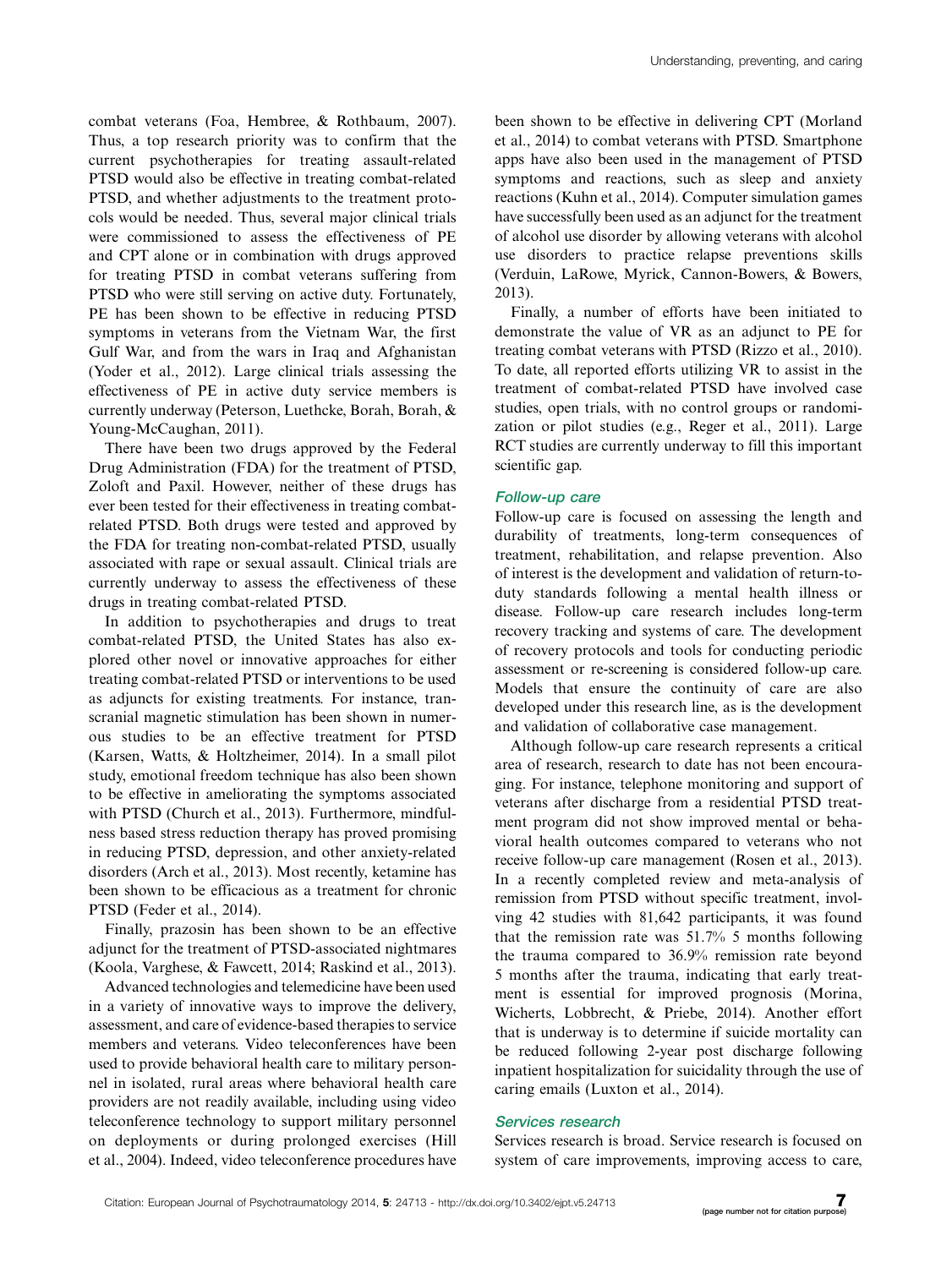combat veterans (Foa, Hembree, & Rothbaum, 2007). Thus, a top research priority was to confirm that the current psychotherapies for treating assault-related PTSD would also be effective in treating combat-related PTSD, and whether adjustments to the treatment protocols would be needed. Thus, several major clinical trials were commissioned to assess the effectiveness of PE and CPT alone or in combination with drugs approved for treating PTSD in combat veterans suffering from PTSD who were still serving on active duty. Fortunately, PE has been shown to be effective in reducing PTSD symptoms in veterans from the Vietnam War, the first Gulf War, and from the wars in Iraq and Afghanistan (Yoder et al., 2012). Large clinical trials assessing the effectiveness of PE in active duty service members is currently underway (Peterson, Luethcke, Borah, Borah, & Young-McCaughan, 2011).

There have been two drugs approved by the Federal Drug Administration (FDA) for the treatment of PTSD, Zoloft and Paxil. However, neither of these drugs has ever been tested for their effectiveness in treating combat-related PTSD. Both drugs were tested and approved by the FDA for treating non-combat-related PTSD, usually associated with rape or sexual assault. Clinical trials are currently underway to assess the effectiveness of these drugs in treating combat-related PTSD.

In addition to psychotherapies and drugs to treat combat-related PTSD, the United States has also explored other novel or innovative approaches for either treating combat-related PTSD or interventions to be used as adjuncts for existing treatments. For instance, transcranial magnetic stimulation has been shown in numerous studies to be an effective treatment for PTSD (Karsen, Watts, & Holtzheimer, 2014). In a small pilot study, emotional freedom technique has also been shown to be effective in ameliorating the symptoms associated with PTSD (Church et al., 2013). Furthermore, mindfulness based stress reduction therapy has proved promising in reducing PTSD, depression, and other anxiety-related disorders (Arch et al., 2013). Most recently, ketamine has been shown to be efficacious as a treatment for chronic PTSD (Feder et al., 2014).

Finally, prazosin has been shown to be an effective adjunct for the treatment of PTSD-associated nightmares (Koola, Varghese, & Fawcett, 2014; Raskind et al., 2013).

Advanced technologies and telemedicine have been used in a variety of innovative ways to improve the delivery, assessment, and care of evidence-based therapies to service members and veterans. Video teleconferences have been used to provide behavioral health care to military personnel in isolated, rural areas where behavioral health care providers are not readily available, including using video teleconference technology to support military personnel on deployments or during prolonged exercises (Hill et al., 2004). Indeed, video teleconference procedures have been shown to be effective in delivering CPT (Morland et al., 2014) to combat veterans with PTSD. Smartphone apps have also been used in the management of PTSD symptoms and reactions, such as sleep and anxiety reactions (Kuhn et al., 2014). Computer simulation games have successfully been used as an adjunct for the treatment of alcohol use disorder by allowing veterans with alcohol use disorders to practice relapse preventions skills (Verduin, LaRowe, Myrick, Cannon-Bowers, & Bowers, 2013).

Finally, a number of efforts have been initiated to demonstrate the value of VR as an adjunct to PE for treating combat veterans with PTSD (Rizzo et al., 2010). To date, all reported efforts utilizing VR to assist in the treatment of combat-related PTSD have involved case studies, open trials, with no control groups or randomization or pilot studies (e.g., Reger et al., 2011). Large RCT studies are currently underway to fill this important scientific gap.

### Follow-up care

Follow-up care is focused on assessing the length and durability of treatments, long-term consequences of treatment, rehabilitation, and relapse prevention. Also of interest is the development and validation of return-to-duty standards following a mental health illness or disease. Follow-up care research includes long-term recovery tracking and systems of care. The development of recovery protocols and tools for conducting periodic assessment or re-screening is considered follow-up care. Models that ensure the continuity of care are also developed under this research line, as is the development and validation of collaborative case management.

Although follow-up care research represents a critical area of research, research to date has not been encouraging. For instance, telephone monitoring and support of veterans after discharge from a residential PTSD treatment program did not show improved mental or behavioral health outcomes compared to veterans who not receive follow-up care management (Rosen et al., 2013). In a recently completed review and meta-analysis of remission from PTSD without specific treatment, involving 42 studies with 81,642 participants, it was found that the remission rate was 51.7% 5 months following the trauma compared to 36.9% remission rate beyond 5 months after the trauma, indicating that early treatment is essential for improved prognosis (Morina, Wicherts, Lobbrecht, & Priebe, 2014). Another effort that is underway is to determine if suicide mortality can be reduced following 2-year post discharge following inpatient hospitalization for suicidality through the use of caring emails (Luxton et al., 2014).

### Services research

Services research is broad. Service research is focused on system of care improvements, improving access to care,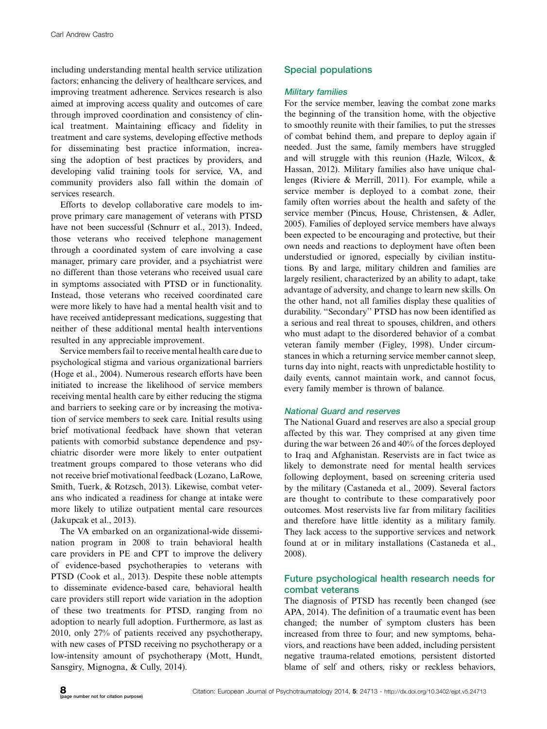including understanding mental health service utilization factors; enhancing the delivery of healthcare services, and improving treatment adherence. Services research is also aimed at improving access quality and outcomes of care through improved coordination and consistency of clinical treatment. Maintaining efficacy and fidelity in treatment and care systems, developing effective methods for disseminating best practice information, increasing the adoption of best practices by providers, and developing valid training tools for service, VA, and community providers also fall within the domain of services research.

Efforts to develop collaborative care models to improve primary care management of veterans with PTSD have not been successful (Schnurr et al., 2013). Indeed, those veterans who received telephone management through a coordinated system of care involving a case manager, primary care provider, and a psychiatrist were no different than those veterans who received usual care in symptoms associated with PTSD or in functionality. Instead, those veterans who received coordinated care were more likely to have had a mental health visit and to have received antidepressant medications, suggesting that neither of these additional mental health interventions resulted in any appreciable improvement.

Service members fail to receive mental health care due to psychological stigma and various organizational barriers (Hoge et al., 2004). Numerous research efforts have been initiated to increase the likelihood of service members receiving mental health care by either reducing the stigma and barriers to seeking care or by increasing the motivation of service members to seek care. Initial results using brief motivational feedback have shown that veteran patients with comorbid substance dependence and psychiatric disorder were more likely to enter outpatient treatment groups compared to those veterans who did not receive brief motivational feedback (Lozano, LaRowe, Smith, Tuerk, & Rotzsch, 2013). Likewise, combat veterans who indicated a readiness for change at intake were more likely to utilize outpatient mental care resources (Jakupcak et al., 2013).

The VA embarked on an organizational-wide dissemination program in 2008 to train behavioral health care providers in PE and CPT to improve the delivery of evidence-based psychotherapies to veterans with PTSD (Cook et al., 2013). Despite these noble attempts to disseminate evidence-based care, behavioral health care providers still report wide variation in the adoption of these two treatments for PTSD, ranging from no adoption to nearly full adoption. Furthermore, as last as 2010, only 27% of patients received any psychotherapy, with new cases of PTSD receiving no psychotherapy or a low-intensity amount of psychotherapy (Mott, Hundt, Sansgiry, Mignogna, & Cully, 2014).

## Special populations

### *Military families*

For the service member, leaving the combat zone marks the beginning of the transition home, with the objective to smoothly reunite with their families, to put the stresses of combat behind them, and prepare to deploy again if needed. Just the same, family members have struggled and will struggle with this reunion (Hazle, Wilcox, & Hassan, 2012). Military families also have unique challenges (Riviere & Merrill, 2011). For example, while a service member is deployed to a combat zone, their family often worries about the health and safety of the service member (Pincus, House, Christensen, & Adler, 2005). Families of deployed service members have always been expected to be encouraging and protective, but their own needs and reactions to deployment have often been understudied or ignored, especially by civilian institutions. By and large, military children and families are largely resilient, characterized by an ability to adapt, take advantage of adversity, and change to learn new skills. On the other hand, not all families display these qualities of durability. ''Secondary'' PTSD has now been identified as a serious and real threat to spouses, children, and others who must adapt to the disordered behavior of a combat veteran family member (Figley, 1998). Under circumstances in which a returning service member cannot sleep, turns day into night, reacts with unpredictable hostility to daily events, cannot maintain work, and cannot focus, every family member is thrown of balance.

### *National Guard and reserves*

The National Guard and reserves are also a special group affected by this war. They comprised at any given time during the war between 26 and 40% of the forces deployed to Iraq and Afghanistan. Reservists are in fact twice as likely to demonstrate need for mental health services following deployment, based on screening criteria used by the military (Castaneda et al., 2009). Several factors are thought to contribute to these comparatively poor outcomes. Most reservists live far from military facilities and therefore have little identity as a military family. They lack access to the supportive services and network found at or in military installations (Castaneda et al., 2008).

## Future psychological health research needs for combat veterans

The diagnosis of PTSD has recently been changed (see APA, 2014). The definition of a traumatic event has been changed; the number of symptom clusters has been increased from three to four; and new symptoms, behaviors, and reactions have been added, including persistent negative trauma-related emotions, persistent distorted blame of self and others, risky or reckless behaviors,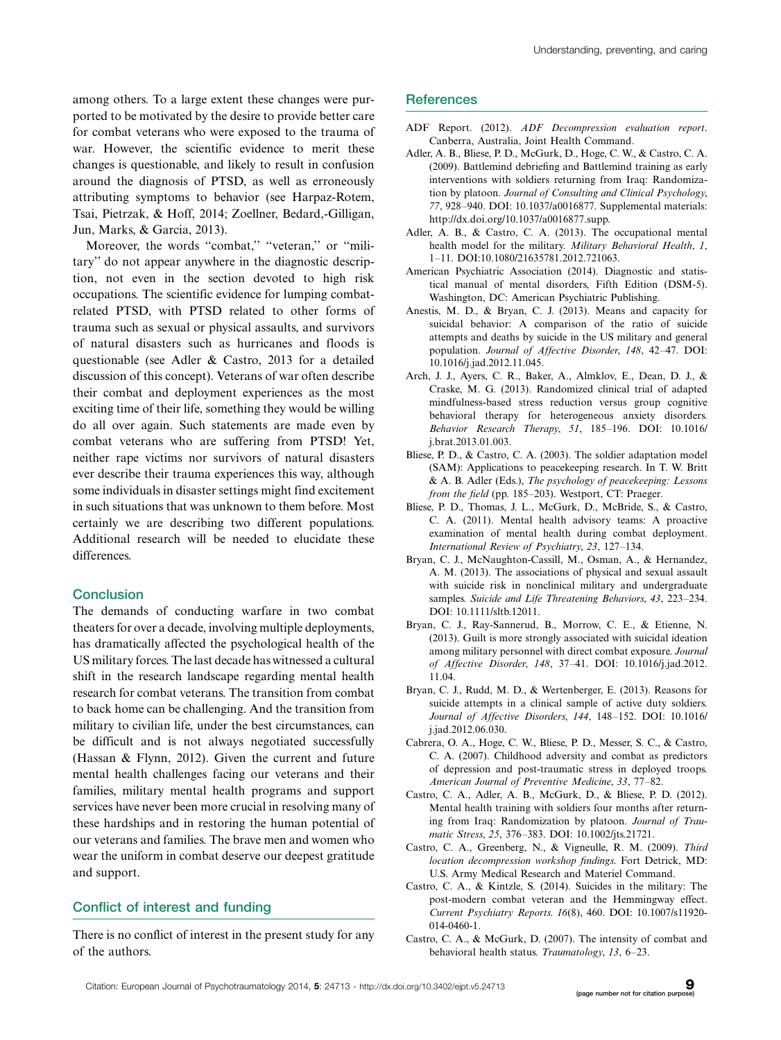among others. To a large extent these changes were purported to be motivated by the desire to provide better care for combat veterans who were exposed to the trauma of war. However, the scientific evidence to merit these changes is questionable, and likely to result in confusion around the diagnosis of PTSD, as well as erroneously attributing symptoms to behavior (see Harpaz-Rotem, Tsai, Pietrzak, & Hoff, 2014; Zoellner, Bedard,-Gilligan, Jun, Marks, & Garcia, 2013).

Moreover, the words ''combat,'' ''veteran,'' or ''military'' do not appear anywhere in the diagnostic description, not even in the section devoted to high risk occupations. The scientific evidence for lumping combat-related PTSD, with PTSD related to other forms of trauma such as sexual or physical assaults, and survivors of natural disasters such as hurricanes and floods is questionable (see Adler & Castro, 2013 for a detailed discussion of this concept). Veterans of war often describe their combat and deployment experiences as the most exciting time of their life, something they would be willing do all over again. Such statements are made even by combat veterans who are suffering from PTSD! Yet, neither rape victims nor survivors of natural disasters ever describe their trauma experiences this way, although some individuals in disaster settings might find excitement in such situations that was unknown to them before. Most certainly we are describing two different populations. Additional research will be needed to elucidate these differences.

## Conclusion

The demands of conducting warfare in two combat theaters for over a decade, involving multiple deployments, has dramatically affected the psychological health of the US military forces. The last decade has witnessed a cultural shift in the research landscape regarding mental health research for combat veterans. The transition from combat to back home can be challenging. And the transition from military to civilian life, under the best circumstances, can be difficult and is not always negotiated successfully (Hassan & Flynn, 2012). Given the current and future mental health challenges facing our veterans and their families, military mental health programs and support services have never been more crucial in resolving many of these hardships and in restoring the human potential of our veterans and families. The brave men and women who wear the uniform in combat deserve our deepest gratitude and support.

## Conflict of interest and funding

There is no conflict of interest in the present study for any of the authors.

## References

ADF Report. (2012). *ADF Decompression evaluation report*. Canberra, Australia, Joint Health Command.

Adler, A. B., Bliese, P. D., McGurk, D., Hoge, C. W., & Castro, C. A. (2009). Battlemind debriefing and Battlemind training as early interventions with soldiers returning from Iraq: Randomization by platoon. *Journal of Consulting and Clinical Psychology*, *77*, 928–940. DOI: 10.1037/a0016877. Supplemental materials: http://dx.doi.org/10.1037/a0016877.supp.

Adler, A. B., & Castro, C. A. (2013). The occupational mental health model for the military. *Military Behavioral Health*, *1*, 1–11. DOI:10.1080/21635781.2012.721063.

American Psychiatric Association (2014). Diagnostic and statistical manual of mental disorders, Fifth Edition (DSM-5). Washington, DC: American Psychiatric Publishing.

Anestis, M. D., & Bryan, C. J. (2013). Means and capacity for suicidal behavior: A comparison of the ratio of suicide attempts and deaths by suicide in the US military and general population. *Journal of Affective Disorder*, *148*, 42–47. DOI: 10.1016/j.jad.2012.11.045.

Arch, J. J., Ayers, C. R., Baker, A., Almklov, E., Dean, D. J., & Craske, M. G. (2013). Randomized clinical trial of adapted mindfulness-based stress reduction versus group cognitive behavioral therapy for heterogeneous anxiety disorders. *Behavior Research Therapy*, *51*, 185–196. DOI: 10.1016/j.brat.2013.01.003.

Bliese, P. D., & Castro, C. A. (2003). The soldier adaptation model (SAM): Applications to peacekeeping research. In T. W. Britt & A. B. Adler (Eds.), *The psychology of peacekeeping: Lessons from the field* (pp. 185–203). Westport, CT: Praeger.

Bliese, P. D., Thomas, J. L., McGurk, D., McBride, S., & Castro, C. A. (2011). Mental health advisory teams: A proactive examination of mental health during combat deployment. *International Review of Psychiatry*, *23*, 127–134.

Bryan, C. J., McNaughton-Cassill, M., Osman, A., & Hernandez, A. M. (2013). The associations of physical and sexual assault with suicide risk in nonclinical military and undergraduate samples. *Suicide and Life Threatening Behaviors*, *43*, 223–234. DOI: 10.1111/sltb.12011.

Bryan, C. J., Ray-Sannerud, B., Morrow, C. E., & Etienne, N. (2013). Guilt is more strongly associated with suicidal ideation among military personnel with direct combat exposure. *Journal of Affective Disorder*, *148*, 37–41. DOI: 10.1016/j.jad.2012.11.04.

Bryan, C. J., Rudd, M. D., & Wertenberger, E. (2013). Reasons for suicide attempts in a clinical sample of active duty soldiers. *Journal of Affective Disorders*, *144*, 148–152. DOI: 10.1016/j.jad.2012.06.030.

Cabrera, O. A., Hoge, C. W., Bliese, P. D., Messer, S. C., & Castro, C. A. (2007). Childhood adversity and combat as predictors of depression and post-traumatic stress in deployed troops. *American Journal of Preventive Medicine*, *33*, 77–82.

Castro, C. A., Adler, A. B., McGurk, D., & Bliese, P. D. (2012). Mental health training with soldiers four months after returning from Iraq: Randomization by platoon. *Journal of Traumatic Stress*, *25*, 376–383. DOI: 10.1002/jts.21721.

Castro, C. A., Greenberg, N., & Vigneulle, R. M. (2009). *Third location decompression workshop findings*. Fort Detrick, MD: U.S. Army Medical Research and Materiel Command.

Castro, C. A., & Kintzle, S. (2014). Suicides in the military: The post-modern combat veteran and the Hemmingway effect. *Current Psychiatry Reports*. *16*(8), 460. DOI: 10.1007/s11920-014-0460-1.

Castro, C. A., & McGurk, D. (2007). The intensity of combat and behavioral health status. *Traumatology*, *13*, 6–23.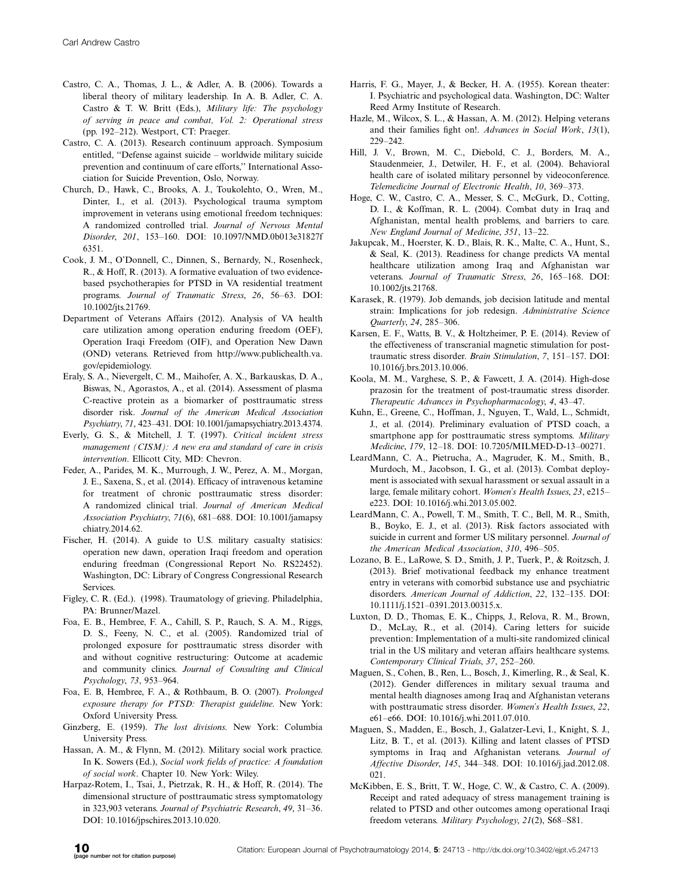Castro, C. A., Thomas, J. L., & Adler, A. B. (2006). Towards a liberal theory of military leadership. In A. B. Adler, C. A. Castro & T. W. Britt (Eds.), *Military life: The psychology of serving in peace and combat, Vol. 2: Operational stress* (pp. 192–212). Westport, CT: Praeger.

Castro, C. A. (2013). Research continuum approach. Symposium entitled, ''Defense against suicide – worldwide military suicide prevention and continuum of care efforts,'' International Association for Suicide Prevention, Oslo, Norway.

Church, D., Hawk, C., Brooks, A. J., Toukolehto, O., Wren, M., Dinter, I., et al. (2013). Psychological trauma symptom improvement in veterans using emotional freedom techniques: A randomized controlled trial. *Journal of Nervous Mental Disorder*, *201*, 153–160. DOI: 10.1097/NMD.0b013e31827f6351.

Cook, J. M., O'Donnell, C., Dinnen, S., Bernardy, N., Rosenheck, R., & Hoff, R. (2013). A formative evaluation of two evidence-based psychotherapies for PTSD in VA residential treatment programs. *Journal of Traumatic Stress*, *26*, 56–63. DOI: 10.1002/jts.21769.

Department of Veterans Affairs (2012). Analysis of VA health care utilization among operation enduring freedom (OEF), Operation Iraqi Freedom (OIF), and Operation New Dawn (OND) veterans. Retrieved from http://www.publichealth.va.gov/epidemiology.

Eraly, S. A., Nievergelt, C. M., Maihofer, A. X., Barkauskas, D. A., Biswas, N., Agorastos, A., et al. (2014). Assessment of plasma C-reactive protein as a biomarker of posttraumatic stress disorder risk. *Journal of the American Medical Association Psychiatry*, *71*, 423–431. DOI: 10.1001/jamapsychiatry.2013.4374.

Everly, G. S., & Mitchell, J. T. (1997). *Critical incident stress management (CISM): A new era and standard of care in crisis intervention*. Ellicott City, MD: Chevron.

Feder, A., Parides, M. K., Murrough, J. W., Perez, A. M., Morgan, J. E., Saxena, S., et al. (2014). Efficacy of intravenous ketamine for treatment of chronic posttraumatic stress disorder: A randomized clinical trial. *Journal of American Medical Association Psychiatry*, *71*(6), 681–688. DOI: 10.1001/jamapsychiatry.2014.62.

Fischer, H. (2014). A guide to U.S. military casualty statisics: operation new dawn, operation Iraqi freedom and operation enduring freedman (Congressional Report No. RS22452). Washington, DC: Library of Congress Congressional Research Services.

Figley, C. R. (Ed.). (1998). Traumatology of grieving. Philadelphia, PA: Brunner/Mazel.

Foa, E. B., Hembree, E. A., Cahill, S. P., Rauch, S. A. M., Riggs, D. S., Feeny, N. C., et al. (2005). Randomized trial of prolonged exposure for posttraumatic stress disorder with and without cognitive restructuring: Outcome at academic and community clinics. *Journal of Consulting and Clinical Psychology*, *73*, 953–964.

Foa, E. B, Hembree, F. A., & Rothbaum, B. O. (2007). *Prolonged exposure therapy for PTSD: Therapist guideline*. New York: Oxford University Press.

Ginzberg, E. (1959). *The lost divisions*. New York: Columbia University Press.

Hassan, A. M., & Flynn, M. (2012). Military social work practice. In K. Sowers (Ed.), *Social work fields of practice: A foundation of social work*. Chapter 10. New York: Wiley.

Harpaz-Rotem, I., Tsai, J., Pietrzak, R. H., & Hoff, R. (2014). The dimensional structure of posttraumatic stress symptomatology in 323,903 veterans. *Journal of Psychiatric Research*, *49*, 31–36. DOI: 10.1016/jpschires.2013.10.020.

Harris, F. G., Mayer, J., & Becker, H. A. (1955). Korean theater: I. Psychiatric and psychological data. Washington, DC: Walter Reed Army Institute of Research.

Hazle, M., Wilcox, S. L., & Hassan, A. M. (2012). Helping veterans and their families fight on!. *Advances in Social Work*, *13*(1), 229–242.

Hill, J. V., Brown, M. C., Diebold, C. J., Borders, M. A., Staudenmeier, J., Detwiler, H. F., et al. (2004). Behavioral health care of isolated military personnel by videoconference. *Telemedicine Journal of Electronic Health*, *10*, 369–373.

Hoge, C. W., Castro, C. A., Messer, S. C., McGurk, D., Cotting, D. I., & Koffman, R. L. (2004). Combat duty in Iraq and Afghanistan, mental health problems, and barriers to care. *New England Journal of Medicine*, *351*, 13–22.

Jakupcak, M., Hoerster, K. D., Blais, R. K., Malte, C. A., Hunt, S., & Seal, K. (2013). Readiness for change predicts VA mental healthcare utilization among Iraq and Afghanistan war veterans. *Journal of Traumatic Stress*, *26*, 165–168. DOI: 10.1002/jts.21768.

Karasek, R. (1979). Job demands, job decision latitude and mental strain: Implications for job redesign. *Administrative Science Quarterly*, *24*, 285–306.

Karsen, E. F., Watts, B. V., & Holtzheimer, P. E. (2014). Review of the effectiveness of transcranial magnetic stimulation for post-traumatic stress disorder. *Brain Stimulation*, *7*, 151–157. DOI: 10.1016/j.brs.2013.10.006.

Koola, M. M., Varghese, S. P., & Fawcett, J. A. (2014). High-dose prazosin for the treatment of post-traumatic stress disorder. *Therapeutic Advances in Psychopharmacology*, *4*, 43–47.

Kuhn, E., Greene, C., Hoffman, J., Nguyen, T., Wald, L., Schmidt, J., et al. (2014). Preliminary evaluation of PTSD coach, a smartphone app for posttraumatic stress symptoms. *Military Medicine*, *179*, 12–18. DOI: 10.7205/MILMED-D-13–00271.

LeardMann, C. A., Pietrucha, A., Magruder, K. M., Smith, B., Murdoch, M., Jacobson, I. G., et al. (2013). Combat deployment is associated with sexual harassment or sexual assault in a large, female military cohort. *Women's Health Issues*, *23*, e215–e223. DOI: 10.1016/j.whi.2013.05.002.

LeardMann, C. A., Powell, T. M., Smith, T. C., Bell, M. R., Smith, B., Boyko, E. J., et al. (2013). Risk factors associated with suicide in current and former US military personnel. *Journal of the American Medical Association*, *310*, 496–505.

Lozano, B. E., LaRowe, S. D., Smith, J. P., Tuerk, P., & Roitzsch, J. (2013). Brief motivational feedback my enhance treatment entry in veterans with comorbid substance use and psychiatric disorders. *American Journal of Addiction*, *22*, 132–135. DOI: 10.1111/j.1521–0391.2013.00315.x.

Luxton, D. D., Thomas, E. K., Chipps, J., Relova, R. M., Brown, D., McLay, R., et al. (2014). Caring letters for suicide prevention: Implementation of a multi-site randomized clinical trial in the US military and veteran affairs healthcare systems. *Contemporary Clinical Trials*, *37*, 252–260.

Maguen, S., Cohen, B., Ren, L., Bosch, J., Kimerling, R., & Seal, K. (2012). Gender differences in military sexual trauma and mental health diagnoses among Iraq and Afghanistan veterans with posttraumatic stress disorder. *Women's Health Issues*, *22*, e61–e66. DOI: 10.1016/j.whi.2011.07.010.

Maguen, S., Madden, E., Bosch, J., Galatzer-Levi, I., Knight, S. J., Litz, B. T., et al. (2013). Killing and latent classes of PTSD symptoms in Iraq and Afghanistan veterans. *Journal of Affective Disorder*, *145*, 344–348. DOI: 10.1016/j.jad.2012.08.021.

McKibben, E. S., Britt, T. W., Hoge, C. W., & Castro, C. A. (2009). Receipt and rated adequacy of stress management training is related to PTSD and other outcomes among operational Iraqi freedom veterans. *Military Psychology*, *21*(2), S68–S81.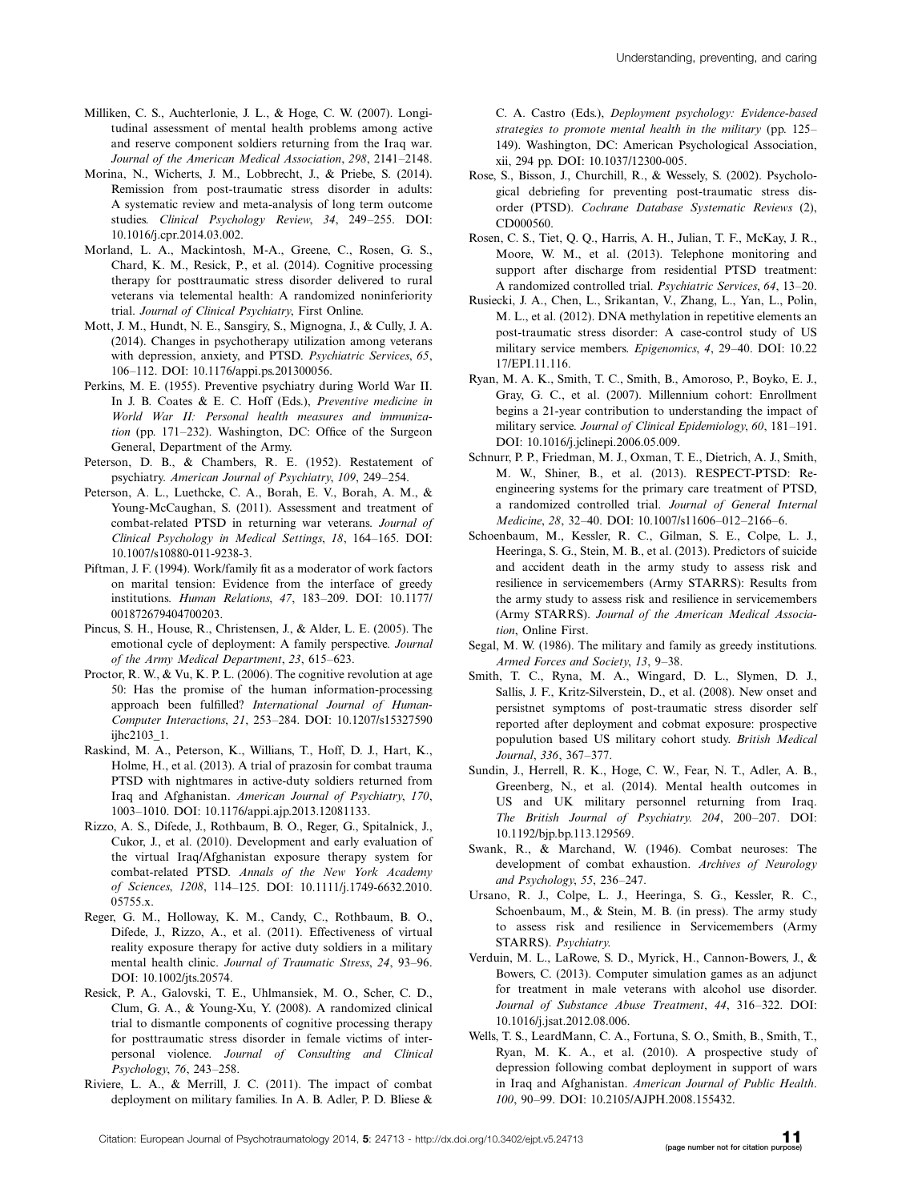Milliken, C. S., Auchterlonie, J. L., & Hoge, C. W. (2007). Longitudinal assessment of mental health problems among active and reserve component soldiers returning from the Iraq war. *Journal of the American Medical Association*, *298*, 2141–2148.

Morina, N., Wicherts, J. M., Lobbrecht, J., & Priebe, S. (2014). Remission from post-traumatic stress disorder in adults: A systematic review and meta-analysis of long term outcome studies. *Clinical Psychology Review*, *34*, 249–255. DOI: 10.1016/j.cpr.2014.03.002.

Morland, L. A., Mackintosh, M-A., Greene, C., Rosen, G. S., Chard, K. M., Resick, P., et al. (2014). Cognitive processing therapy for posttraumatic stress disorder delivered to rural veterans via telemental health: A randomized noninferiority trial. *Journal of Clinical Psychiatry*, First Online.

Mott, J. M., Hundt, N. E., Sansgiry, S., Mignogna, J., & Cully, J. A. (2014). Changes in psychotherapy utilization among veterans with depression, anxiety, and PTSD. *Psychiatric Services*, *65*, 106–112. DOI: 10.1176/appi.ps.201300056.

Perkins, M. E. (1955). Preventive psychiatry during World War II. In J. B. Coates & E. C. Hoff (Eds.), *Preventive medicine in World War II: Personal health measures and immunization* (pp. 171–232). Washington, DC: Office of the Surgeon General, Department of the Army.

Peterson, D. B., & Chambers, R. E. (1952). Restatement of psychiatry. *American Journal of Psychiatry*, *109*, 249–254.

Peterson, A. L., Luethcke, C. A., Borah, E. V., Borah, A. M., & Young-McCaughan, S. (2011). Assessment and treatment of combat-related PTSD in returning war veterans. *Journal of Clinical Psychology in Medical Settings*, *18*, 164–165. DOI: 10.1007/s10880-011-9238-3.

Piftman, J. F. (1994). Work/family fit as a moderator of work factors on marital tension: Evidence from the interface of greedy institutions. *Human Relations*, *47*, 183–209. DOI: 10.1177/001872679404700203.

Pincus, S. H., House, R., Christensen, J., & Alder, L. E. (2005). The emotional cycle of deployment: A family perspective. *Journal of the Army Medical Department*, *23*, 615–623.

Proctor, R. W., & Vu, K. P. L. (2006). The cognitive revolution at age 50: Has the promise of the human information-processing approach been fulfilled? *International Journal of Human-Computer Interactions*, *21*, 253–284. DOI: 10.1207/s15327590ijhc2103_1.

Raskind, M. A., Peterson, K., Willians, T., Hoff, D. J., Hart, K., Holme, H., et al. (2013). A trial of prazosin for combat trauma PTSD with nightmares in active-duty soldiers returned from Iraq and Afghanistan. *American Journal of Psychiatry*, *170*, 1003–1010. DOI: 10.1176/appi.ajp.2013.12081133.

Rizzo, A. S., Difede, J., Rothbaum, B. O., Reger, G., Spitalnick, J., Cukor, J., et al. (2010). Development and early evaluation of the virtual Iraq/Afghanistan exposure therapy system for combat-related PTSD. *Annals of the New York Academy of Sciences*, *1208*, 114–125. DOI: 10.1111/j.1749-6632.2010.05755.x.

Reger, G. M., Holloway, K. M., Candy, C., Rothbaum, B. O., Difede, J., Rizzo, A., et al. (2011). Effectiveness of virtual reality exposure therapy for active duty soldiers in a military mental health clinic. *Journal of Traumatic Stress*, *24*, 93–96. DOI: 10.1002/jts.20574.

Resick, P. A., Galovski, T. E., Uhlmansiek, M. O., Scher, C. D., Clum, G. A., & Young-Xu, Y. (2008). A randomized clinical trial to dismantle components of cognitive processing therapy for posttraumatic stress disorder in female victims of interpersonal violence. *Journal of Consulting and Clinical Psychology*, *76*, 243–258.

Riviere, L. A., & Merrill, J. C. (2011). The impact of combat deployment on military families. In A. B. Adler, P. D. Bliese & C. A. Castro (Eds.), *Deployment psychology: Evidence-based strategies to promote mental health in the military* (pp. 125–149). Washington, DC: American Psychological Association, xii, 294 pp. DOI: 10.1037/12300-005.

Rose, S., Bisson, J., Churchill, R., & Wessely, S. (2002). Psychological debriefing for preventing post-traumatic stress disorder (PTSD). *Cochrane Database Systematic Reviews* (2), CD000560.

Rosen, C. S., Tiet, Q. Q., Harris, A. H., Julian, T. F., McKay, J. R., Moore, W. M., et al. (2013). Telephone monitoring and support after discharge from residential PTSD treatment: A randomized controlled trial. *Psychiatric Services*, *64*, 13–20.

Rusiecki, J. A., Chen, L., Srikantan, V., Zhang, L., Yan, L., Polin, M. L., et al. (2012). DNA methylation in repetitive elements an post-traumatic stress disorder: A case-control study of US military service members. *Epigenomics*, *4*, 29–40. DOI: 10.2217/EPI.11.116.

Ryan, M. A. K., Smith, T. C., Smith, B., Amoroso, P., Boyko, E. J., Gray, G. C., et al. (2007). Millennium cohort: Enrollment begins a 21-year contribution to understanding the impact of military service. *Journal of Clinical Epidemiology*, *60*, 181–191. DOI: 10.1016/j.jclinepi.2006.05.009.

Schnurr, P. P., Friedman, M. J., Oxman, T. E., Dietrich, A. J., Smith, M. W., Shiner, B., et al. (2013). RESPECT-PTSD: Re-engineering systems for the primary care treatment of PTSD, a randomized controlled trial. *Journal of General Internal Medicine*, *28*, 32–40. DOI: 10.1007/s11606-012-2166-6.

Schoenbaum, M., Kessler, R. C., Gilman, S. E., Colpe, L. J., Heeringa, S. G., Stein, M. B., et al. (2013). Predictors of suicide and accident death in the army study to assess risk and resilience in servicemembers (Army STARRS): Results from the army study to assess risk and resilience in servicemembers (Army STARRS). *Journal of the American Medical Association*, Online First.

Segal, M. W. (1986). The military and family as greedy institutions. *Armed Forces and Society*, *13*, 9–38.

Smith, T. C., Ryna, M. A., Wingard, D. L., Slymen, D. J., Sallis, J. F., Kritz-Silverstein, D., et al. (2008). New onset and persistnet symptoms of post-traumatic stress disorder self reported after deployment and cobmat exposure: prospective popiulation based US military cohort study. *British Medical Journal*, *336*, 367–377.

Sundin, J., Herrell, R. K., Hoge, C. W., Fear, N. T., Adler, A. B., Greenberg, N., et al. (2014). Mental health outcomes in US and UK military personnel returning from Iraq. *The British Journal of Psychiatry*. *204*, 200–207. DOI: 10.1192/bjp.bp.113.129569.

Swank, R., & Marchand, W. (1946). Combat neuroses: The development of combat exhaustion. *Archives of Neurology and Psychology*, *55*, 236–247.

Ursano, R. J., Colpe, L. J., Heeringa, S. G., Kessler, R. C., Schoenbaum, M., & Stein, M. B. (in press). The army study to assess risk and resilience in Servicemembers (Army STARRS). *Psychiatry.*

Verduin, M. L., LaRowe, S. D., Myrick, H., Cannon-Bowers, J., & Bowers, C. (2013). Computer simulation games as an adjunct for treatment in male veterans with alcohol use disorder. *Journal of Substance Abuse Treatment*, *44*, 316–322. DOI: 10.1016/j.jsat.2012.08.006.

Wells, T. S., LeardMann, C. A., Fortuna, S. O., Smith, B., Smith, T., Ryan, M. K. A., et al. (2010). A prospective study of depression following combat deployment in support of wars in Iraq and Afghanistan. *American Journal of Public Health*. *100*, 90–99. DOI: 10.2105/AJPH.2008.155432.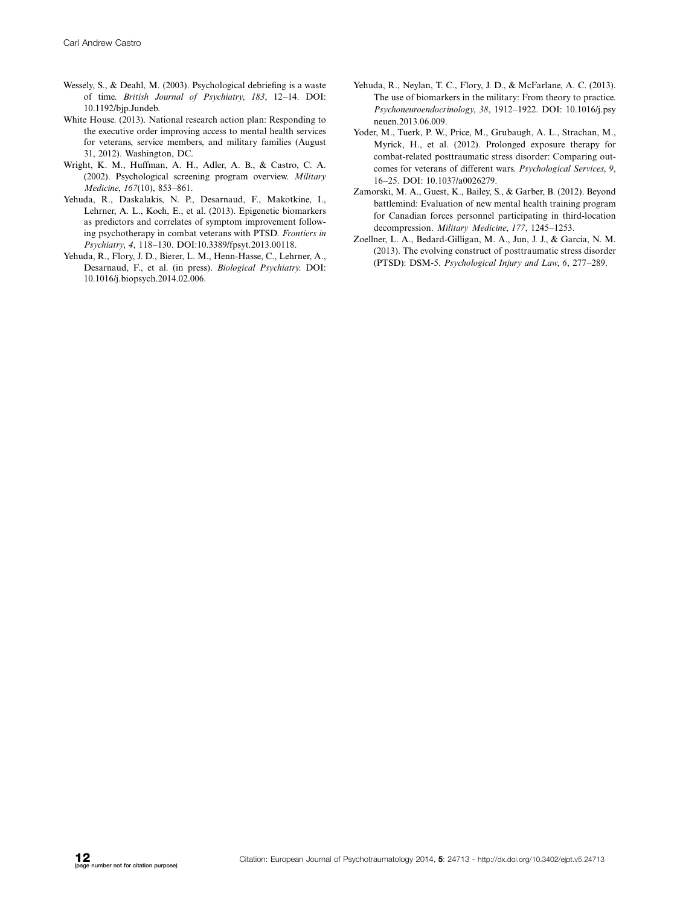Wessely, S., & Deahl, M. (2003). Psychological debriefing is a waste of time. *British Journal of Psychiatry*, *183*, 12–14. DOI: 10.1192/bjp.Jundeb.

White House. (2013). National research action plan: Responding to the executive order improving access to mental health services for veterans, service members, and military families (August 31, 2012). Washington, DC.

Wright, K. M., Huffman, A. H., Adler, A. B., & Castro, C. A. (2002). Psychological screening program overview. *Military Medicine*, *167*(10), 853–861.

Yehuda, R., Daskalakis, N. P., Desarnaud, F., Makotkine, I., Lehrner, A. L., Koch, E., et al. (2013). Epigenetic biomarkers as predictors and correlates of symptom improvement following psychotherapy in combat veterans with PTSD. *Frontiers in Psychiatry*, *4*, 118–130. DOI:10.3389/fpsyt.2013.00118.

Yehuda, R., Flory, J. D., Bierer, L. M., Henn-Hasse, C., Lehrner, A., Desarnaud, F., et al. (in press). *Biological Psychiatry.* DOI: 10.1016/j.biopsych.2014.02.006.

Yehuda, R., Neylan, T. C., Flory, J. D., & McFarlane, A. C. (2013). The use of biomarkers in the military: From theory to practice. *Psychoneuroendocrinology*, *38*, 1912–1922. DOI: 10.1016/j.psyneuen.2013.06.009.

Yoder, M., Tuerk, P. W., Price, M., Grubaugh, A. L., Strachan, M., Myrick, H., et al. (2012). Prolonged exposure therapy for combat-related posttraumatic stress disorder: Comparing outcomes for veterans of different wars. *Psychological Services*, *9*, 16–25. DOI: 10.1037/a0026279.

Zamorski, M. A., Guest, K., Bailey, S., & Garber, B. (2012). Beyond battlemind: Evaluation of new mental health training program for Canadian forces personnel participating in third-location decompression. *Military Medicine*, *177*, 1245–1253.

Zoellner, L. A., Bedard-Gilligan, M. A., Jun, J. J., & Garcia, N. M. (2013). The evolving construct of posttraumatic stress disorder (PTSD): DSM-5. *Psychological Injury and Law*, *6*, 277–289.